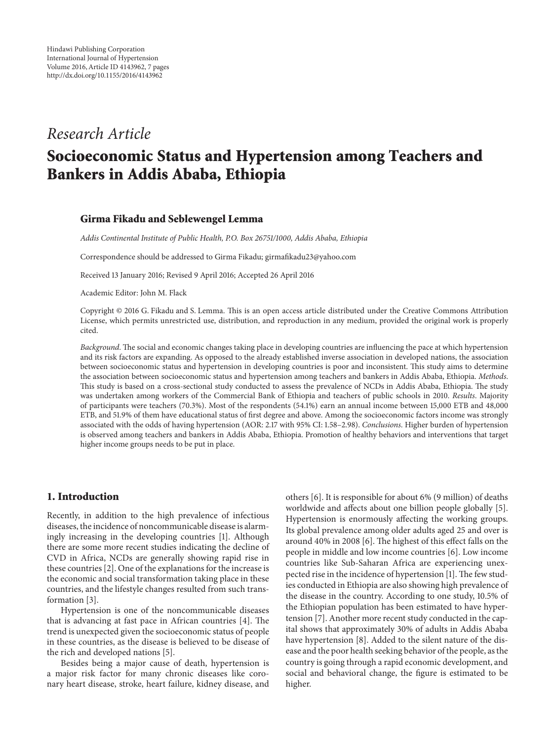Hindawi Publishing Corporation
International Journal of Hypertension
Volume 2016, Article ID 4143962, 7 pages
http://dx.doi.org/10.1155/2016/4143962

*Research Article*

# Socioeconomic Status and Hypertension among Teachers and Bankers in Addis Ababa, Ethiopia

**Girma Fikadu and Seblewengel Lemma**

*Addis Continental Institute of Public Health, P.O. Box 26751/1000, Addis Ababa, Ethiopia*

Correspondence should be addressed to Girma Fikadu; girmafikadu23@yahoo.com

Received 13 January 2016; Revised 9 April 2016; Accepted 26 April 2016

Academic Editor: John M. Flack

Copyright © 2016 G. Fikadu and S. Lemma. This is an open access article distributed under the Creative Commons Attribution License, which permits unrestricted use, distribution, and reproduction in any medium, provided the original work is properly cited.

*Background*. The social and economic changes taking place in developing countries are influencing the pace at which hypertension and its risk factors are expanding. As opposed to the already established inverse association in developed nations, the association between socioeconomic status and hypertension in developing countries is poor and inconsistent. This study aims to determine the association between socioeconomic status and hypertension among teachers and bankers in Addis Ababa, Ethiopia. *Methods*. This study is based on a cross-sectional study conducted to assess the prevalence of NCDs in Addis Ababa, Ethiopia. The study was undertaken among workers of the Commercial Bank of Ethiopia and teachers of public schools in 2010. *Results*. Majority of participants were teachers (70.3%). Most of the respondents (54.1%) earn an annual income between 15,000 ETB and 48,000 ETB, and 51.9% of them have educational status of first degree and above. Among the socioeconomic factors income was strongly associated with the odds of having hypertension (AOR: 2.17 with 95% CI: 1.58–2.98). *Conclusions*. Higher burden of hypertension is observed among teachers and bankers in Addis Ababa, Ethiopia. Promotion of healthy behaviors and interventions that target higher income groups needs to be put in place.

## 1. Introduction

Recently, in addition to the high prevalence of infectious diseases, the incidence of noncommunicable disease is alarmingly increasing in the developing countries [1]. Although there are some more recent studies indicating the decline of CVD in Africa, NCDs are generally showing rapid rise in these countries [2]. One of the explanations for the increase is the economic and social transformation taking place in these countries, and the lifestyle changes resulted from such transformation [3].

Hypertension is one of the noncommunicable diseases that is advancing at fast pace in African countries [4]. The trend is unexpected given the socioeconomic status of people in these countries, as the disease is believed to be disease of the rich and developed nations [5].

Besides being a major cause of death, hypertension is a major risk factor for many chronic diseases like coronary heart disease, stroke, heart failure, kidney disease, and others [6]. It is responsible for about 6% (9 million) of deaths worldwide and affects about one billion people globally [5]. Hypertension is enormously affecting the working groups. Its global prevalence among older adults aged 25 and over is around 40% in 2008 [6]. The highest of this effect falls on the people in middle and low income countries [6]. Low income countries like Sub-Saharan Africa are experiencing unexpected rise in the incidence of hypertension [1]. The few studies conducted in Ethiopia are also showing high prevalence of the disease in the country. According to one study, 10.5% of the Ethiopian population has been estimated to have hypertension [7]. Another more recent study conducted in the capital shows that approximately 30% of adults in Addis Ababa have hypertension [8]. Added to the silent nature of the disease and the poor health seeking behavior of the people, as the country is going through a rapid economic development, and social and behavioral change, the figure is estimated to be higher.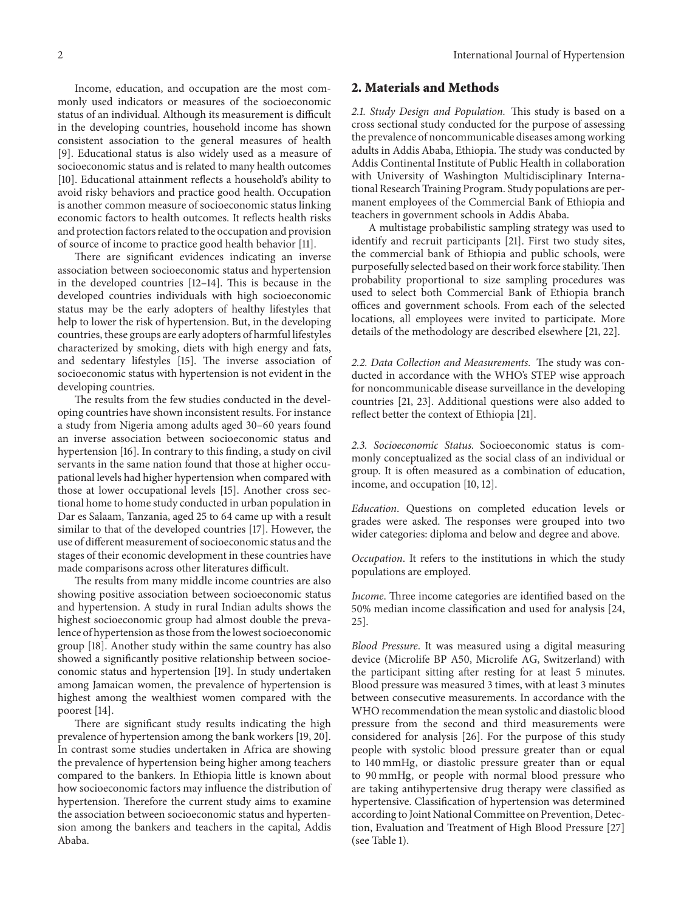Income, education, and occupation are the most commonly used indicators or measures of the socioeconomic status of an individual. Although its measurement is difficult in the developing countries, household income has shown consistent association to the general measures of health [9]. Educational status is also widely used as a measure of socioeconomic status and is related to many health outcomes [10]. Educational attainment reflects a household's ability to avoid risky behaviors and practice good health. Occupation is another common measure of socioeconomic status linking economic factors to health outcomes. It reflects health risks and protection factors related to the occupation and provision of source of income to practice good health behavior [11].

There are significant evidences indicating an inverse association between socioeconomic status and hypertension in the developed countries [12–14]. This is because in the developed countries individuals with high socioeconomic status may be the early adopters of healthy lifestyles that help to lower the risk of hypertension. But, in the developing countries, these groups are early adopters of harmful lifestyles characterized by smoking, diets with high energy and fats, and sedentary lifestyles [15]. The inverse association of socioeconomic status with hypertension is not evident in the developing countries.

The results from the few studies conducted in the developing countries have shown inconsistent results. For instance a study from Nigeria among adults aged 30–60 years found an inverse association between socioeconomic status and hypertension [16]. In contrary to this finding, a study on civil servants in the same nation found that those at higher occupational levels had higher hypertension when compared with those at lower occupational levels [15]. Another cross sectional home to home study conducted in urban population in Dar es Salaam, Tanzania, aged 25 to 64 came up with a result similar to that of the developed countries [17]. However, the use of different measurement of socioeconomic status and the stages of their economic development in these countries have made comparisons across other literatures difficult.

The results from many middle income countries are also showing positive association between socioeconomic status and hypertension. A study in rural Indian adults shows the highest socioeconomic group had almost double the prevalence of hypertension as those from the lowest socioeconomic group [18]. Another study within the same country has also showed a significantly positive relationship between socioeconomic status and hypertension [19]. In study undertaken among Jamaican women, the prevalence of hypertension is highest among the wealthiest women compared with the poorest [14].

There are significant study results indicating the high prevalence of hypertension among the bank workers [19, 20]. In contrast some studies undertaken in Africa are showing the prevalence of hypertension being higher among teachers compared to the bankers. In Ethiopia little is known about how socioeconomic factors may influence the distribution of hypertension. Therefore the current study aims to examine the association between socioeconomic status and hypertension among the bankers and teachers in the capital, Addis Ababa.

## 2. Materials and Methods

*2.1. Study Design and Population.* This study is based on a cross sectional study conducted for the purpose of assessing the prevalence of noncommunicable diseases among working adults in Addis Ababa, Ethiopia. The study was conducted by Addis Continental Institute of Public Health in collaboration with University of Washington Multidisciplinary International Research Training Program. Study populations are permanent employees of the Commercial Bank of Ethiopia and teachers in government schools in Addis Ababa.

A multistage probabilistic sampling strategy was used to identify and recruit participants [21]. First two study sites, the commercial bank of Ethiopia and public schools, were purposefully selected based on their work force stability. Then probability proportional to size sampling procedures was used to select both Commercial Bank of Ethiopia branch offices and government schools. From each of the selected locations, all employees were invited to participate. More details of the methodology are described elsewhere [21, 22].

*2.2. Data Collection and Measurements.* The study was conducted in accordance with the WHO's STEP wise approach for noncommunicable disease surveillance in the developing countries [21, 23]. Additional questions were also added to reflect better the context of Ethiopia [21].

*2.3. Socioeconomic Status.* Socioeconomic status is commonly conceptualized as the social class of an individual or group. It is often measured as a combination of education, income, and occupation [10, 12].

*Education.* Questions on completed education levels or grades were asked. The responses were grouped into two wider categories: diploma and below and degree and above.

*Occupation.* It refers to the institutions in which the study populations are employed.

*Income.* Three income categories are identified based on the 50% median income classification and used for analysis [24, 25].

*Blood Pressure.* It was measured using a digital measuring device (Microlife BP A50, Microlife AG, Switzerland) with the participant sitting after resting for at least 5 minutes. Blood pressure was measured 3 times, with at least 3 minutes between consecutive measurements. In accordance with the WHO recommendation the mean systolic and diastolic blood pressure from the second and third measurements were considered for analysis [26]. For the purpose of this study people with systolic blood pressure greater than or equal to 140 mmHg, or diastolic pressure greater than or equal to 90 mmHg, or people with normal blood pressure who are taking antihypertensive drug therapy were classified as hypertensive. Classification of hypertension was determined according to Joint National Committee on Prevention, Detection, Evaluation and Treatment of High Blood Pressure [27] (see Table 1).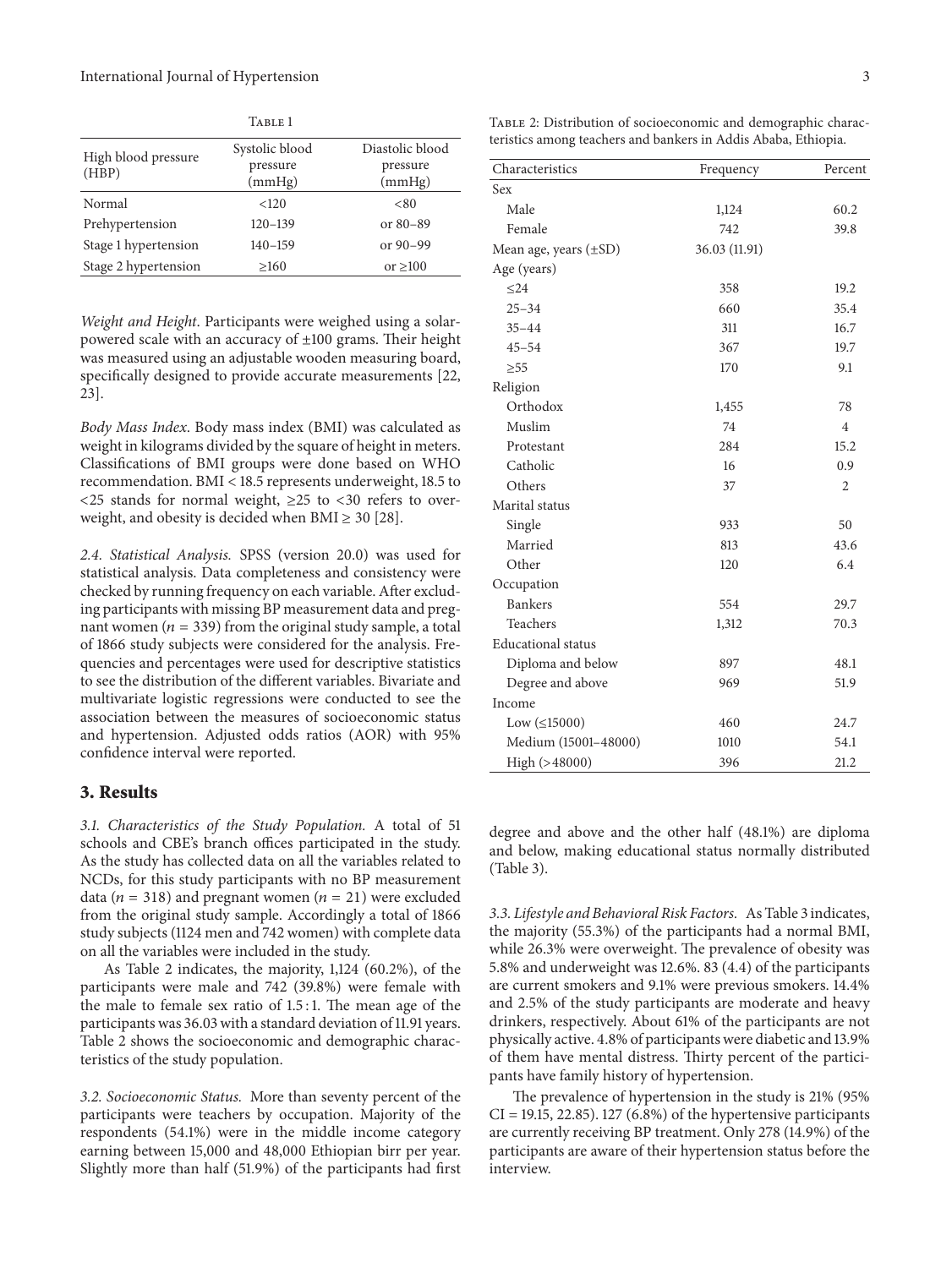Table 1

| High blood pressure (HBP) | Systolic blood pressure (mmHg) | Diastolic blood pressure (mmHg) |
|---|---|---|
| Normal | <120 | <80 |
| Prehypertension | 120–139 | or 80–89 |
| Stage 1 hypertension | 140–159 | or 90–99 |
| Stage 2 hypertension | ≥160 | or ≥100 |

*Weight and Height*. Participants were weighed using a solar-powered scale with an accuracy of ±100 grams. Their height was measured using an adjustable wooden measuring board, specifically designed to provide accurate measurements [22, 23].

*Body Mass Index*. Body mass index (BMI) was calculated as weight in kilograms divided by the square of height in meters. Classifications of BMI groups were done based on WHO recommendation. BMI < 18.5 represents underweight, 18.5 to <25 stands for normal weight, ≥25 to <30 refers to overweight, and obesity is decided when BMI ≥ 30 [28].

*2.4. Statistical Analysis.* SPSS (version 20.0) was used for statistical analysis. Data completeness and consistency were checked by running frequency on each variable. After excluding participants with missing BP measurement data and pregnant women ($n = 339$) from the original study sample, a total of 1866 study subjects were considered for the analysis. Frequencies and percentages were used for descriptive statistics to see the distribution of the different variables. Bivariate and multivariate logistic regressions were conducted to see the association between the measures of socioeconomic status and hypertension. Adjusted odds ratios (AOR) with 95% confidence interval were reported.

## 3. Results

*3.1. Characteristics of the Study Population.* A total of 51 schools and CBE's branch offices participated in the study. As the study has collected data on all the variables related to NCDs, for this study participants with no BP measurement data ($n = 318$) and pregnant women ($n = 21$) were excluded from the original study sample. Accordingly a total of 1866 study subjects (1124 men and 742 women) with complete data on all the variables were included in the study.

As Table 2 indicates, the majority, 1,124 (60.2%), of the participants were male and 742 (39.8%) were female with the male to female sex ratio of 1.5 : 1. The mean age of the participants was 36.03 with a standard deviation of 11.91 years. Table 2 shows the socioeconomic and demographic characteristics of the study population.

*3.2. Socioeconomic Status.* More than seventy percent of the participants were teachers by occupation. Majority of the respondents (54.1%) were in the middle income category earning between 15,000 and 48,000 Ethiopian birr per year. Slightly more than half (51.9%) of the participants had first degree and above and the other half (48.1%) are diploma and below, making educational status normally distributed (Table 3).

Table 2: Distribution of socioeconomic and demographic characteristics among teachers and bankers in Addis Ababa, Ethiopia.

| Characteristics | Frequency | Percent |
|---|---|---|
| Sex | | |
| Male | 1,124 | 60.2 |
| Female | 742 | 39.8 |
| Mean age, years (±SD) | 36.03 (11.91) | |
| Age (years) | | |
| ≤24 | 358 | 19.2 |
| 25–34 | 660 | 35.4 |
| 35–44 | 311 | 16.7 |
| 45–54 | 367 | 19.7 |
| ≥55 | 170 | 9.1 |
| Religion | | |
| Orthodox | 1,455 | 78 |
| Muslim | 74 | 4 |
| Protestant | 284 | 15.2 |
| Catholic | 16 | 0.9 |
| Others | 37 | 2 |
| Marital status | | |
| Single | 933 | 50 |
| Married | 813 | 43.6 |
| Other | 120 | 6.4 |
| Occupation | | |
| Bankers | 554 | 29.7 |
| Teachers | 1,312 | 70.3 |
| Educational status | | |
| Diploma and below | 897 | 48.1 |
| Degree and above | 969 | 51.9 |
| Income | | |
| Low (≤15000) | 460 | 24.7 |
| Medium (15001–48000) | 1010 | 54.1 |
| High (>48000) | 396 | 21.2 |

*3.3. Lifestyle and Behavioral Risk Factors.* As Table 3 indicates, the majority (55.3%) of the participants had a normal BMI, while 26.3% were overweight. The prevalence of obesity was 5.8% and underweight was 12.6%. 83 (4.4) of the participants are current smokers and 9.1% were previous smokers. 14.4% and 2.5% of the study participants are moderate and heavy drinkers, respectively. About 61% of the participants are not physically active. 4.8% of participants were diabetic and 13.9% of them have mental distress. Thirty percent of the participants have family history of hypertension.

The prevalence of hypertension in the study is 21% (95% CI = 19.15, 22.85). 127 (6.8%) of the hypertensive participants are currently receiving BP treatment. Only 278 (14.9%) of the participants are aware of their hypertension status before the interview.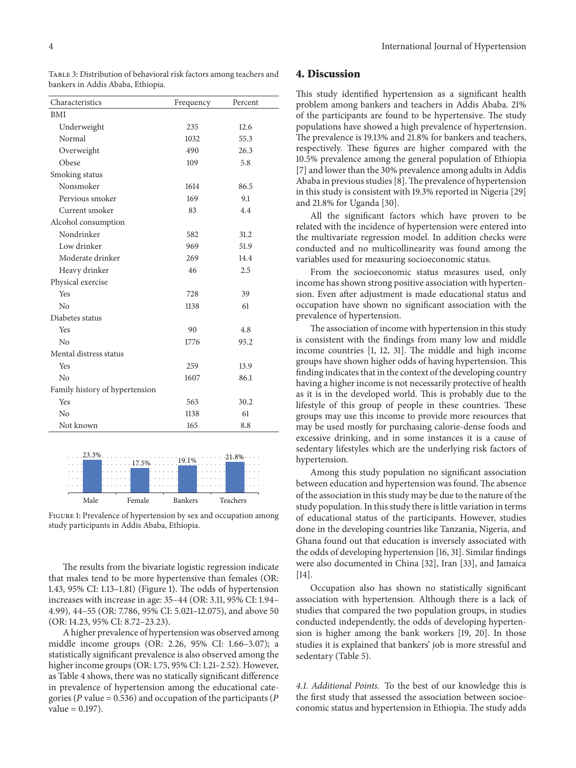Table 3: Distribution of behavioral risk factors among teachers and bankers in Addis Ababa, Ethiopia.

| Characteristics | Frequency | Percent |
|---|---|---|
| BMI | | |
| Underweight | 235 | 12.6 |
| Normal | 1032 | 55.3 |
| Overweight | 490 | 26.3 |
| Obese | 109 | 5.8 |
| Smoking status | | |
| Nonsmoker | 1614 | 86.5 |
| Pervious smoker | 169 | 9.1 |
| Current smoker | 83 | 4.4 |
| Alcohol consumption | | |
| Nondrinker | 582 | 31.2 |
| Low drinker | 969 | 51.9 |
| Moderate drinker | 269 | 14.4 |
| Heavy drinker | 46 | 2.5 |
| Physical exercise | | |
| Yes | 728 | 39 |
| No | 1138 | 61 |
| Diabetes status | | |
| Yes | 90 | 4.8 |
| No | 1776 | 95.2 |
| Mental distress status | | |
| Yes | 259 | 13.9 |
| No | 1607 | 86.1 |
| Family history of hypertension | | |
| Yes | 563 | 30.2 |
| No | 1138 | 61 |
| Not known | 165 | 8.8 |

23.3%
17.5%
19.1%
21.8%
Male
Female
Bankers
Teachers

Figure 1: Prevalence of hypertension by sex and occupation among study participants in Addis Ababa, Ethiopia.

The results from the bivariate logistic regression indicate that males tend to be more hypertensive than females (OR: 1.43, 95% CI: 1.13–1.81) (Figure 1). The odds of hypertension increases with increase in age: 35–44 (OR: 3.11, 95% CI: 1.94–4.99), 44–55 (OR: 7.786, 95% CI: 5.021–12.075), and above 50 (OR: 14.23, 95% CI: 8.72–23.23).

A higher prevalence of hypertension was observed among middle income groups (OR: 2.26, 95% CI: 1.66–3.07); a statistically significant prevalence is also observed among the higher income groups (OR: 1.75, 95% CI: 1.21–2.52). However, as Table 4 shows, there was no statically significant difference in prevalence of hypertension among the educational categories ($P$ value = 0.536) and occupation of the participants ($P$ value = 0.197).

## 4. Discussion

This study identified hypertension as a significant health problem among bankers and teachers in Addis Ababa. 21% of the participants are found to be hypertensive. The study populations have showed a high prevalence of hypertension. The prevalence is 19.13% and 21.8% for bankers and teachers, respectively. These figures are higher compared with the 10.5% prevalence among the general population of Ethiopia [7] and lower than the 30% prevalence among adults in Addis Ababa in previous studies [8]. The prevalence of hypertension in this study is consistent with 19.3% reported in Nigeria [29] and 21.8% for Uganda [30].

All the significant factors which have proven to be related with the incidence of hypertension were entered into the multivariate regression model. In addition checks were conducted and no multicollinearity was found among the variables used for measuring socioeconomic status.

From the socioeconomic status measures used, only income has shown strong positive association with hypertension. Even after adjustment is made educational status and occupation have shown no significant association with the prevalence of hypertension.

The association of income with hypertension in this study is consistent with the findings from many low and middle income countries [1, 12, 31]. The middle and high income groups have shown higher odds of having hypertension. This finding indicates that in the context of the developing country having a higher income is not necessarily protective of health as it is in the developed world. This is probably due to the lifestyle of this group of people in these countries. These groups may use this income to provide more resources that may be used mostly for purchasing calorie-dense foods and excessive drinking, and in some instances it is a cause of sedentary lifestyles which are the underlying risk factors of hypertension.

Among this study population no significant association between education and hypertension was found. The absence of the association in this study may be due to the nature of the study population. In this study there is little variation in terms of educational status of the participants. However, studies done in the developing countries like Tanzania, Nigeria, and Ghana found out that education is inversely associated with the odds of developing hypertension [16, 31]. Similar findings were also documented in China [32], Iran [33], and Jamaica [14].

Occupation also has shown no statistically significant association with hypertension. Although there is a lack of studies that compared the two population groups, in studies conducted independently, the odds of developing hypertension is higher among the bank workers [19, 20]. In those studies it is explained that bankers' job is more stressful and sedentary (Table 5).

*4.1. Additional Points.* To the best of our knowledge this is the first study that assessed the association between socioeconomic status and hypertension in Ethiopia. The study adds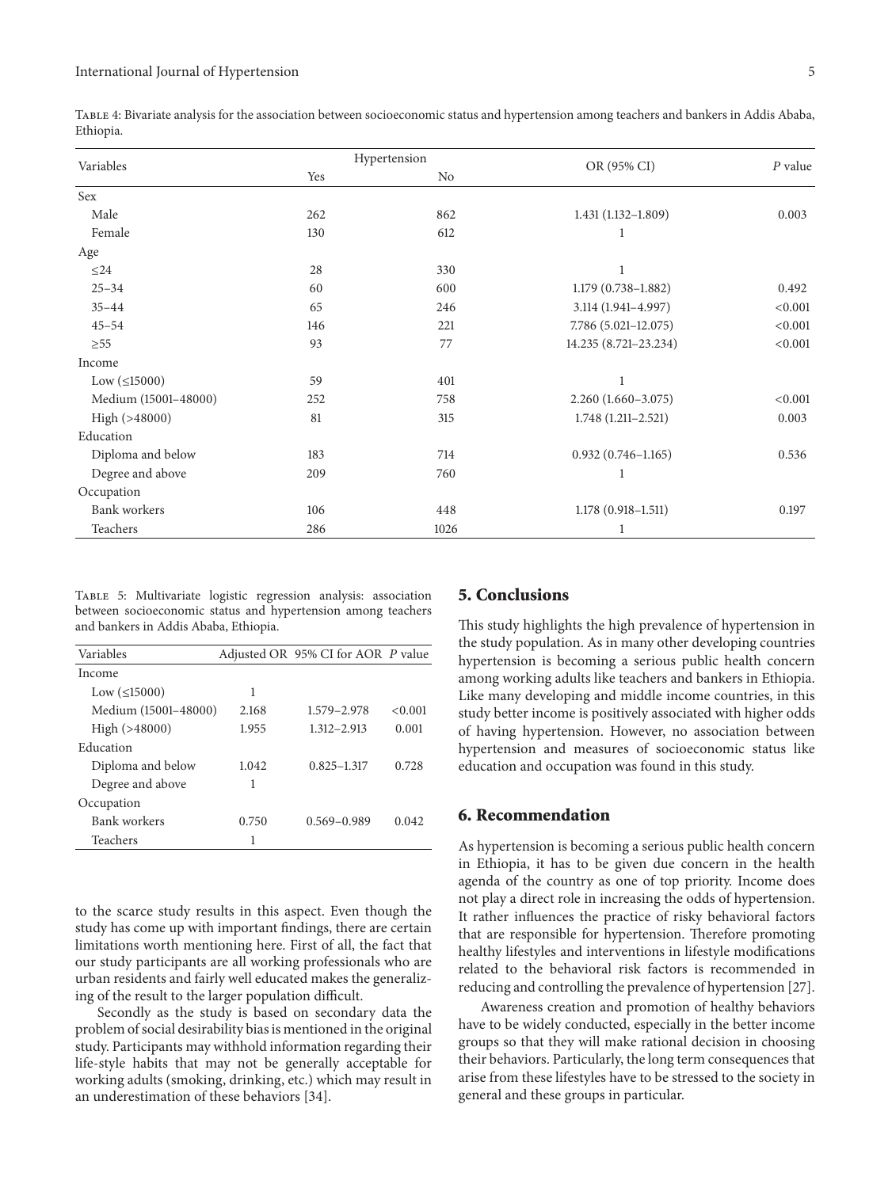Table 4: Bivariate analysis for the association between socioeconomic status and hypertension among teachers and bankers in Addis Ababa, Ethiopia.

| Variables | Hypertension | | OR (95% CI) | *P* value |
|---|---|---|---|---|
| | Yes | No | | |
| Sex | | | | |
| Male | 262 | 862 | 1.431 (1.132–1.809) | 0.003 |
| Female | 130 | 612 | 1 | |
| Age | | | | |
| ≤24 | 28 | 330 | 1 | |
| 25–34 | 60 | 600 | 1.179 (0.738–1.882) | 0.492 |
| 35–44 | 65 | 246 | 3.114 (1.941–4.997) | <0.001 |
| 45–54 | 146 | 221 | 7.786 (5.021–12.075) | <0.001 |
| ≥55 | 93 | 77 | 14.235 (8.721–23.234) | <0.001 |
| Income | | | | |
| Low (≤15000) | 59 | 401 | 1 | |
| Medium (15001–48000) | 252 | 758 | 2.260 (1.660–3.075) | <0.001 |
| High (>48000) | 81 | 315 | 1.748 (1.211–2.521) | 0.003 |
| Education | | | | |
| Diploma and below | 183 | 714 | 0.932 (0.746–1.165) | 0.536 |
| Degree and above | 209 | 760 | 1 | |
| Occupation | | | | |
| Bank workers | 106 | 448 | 1.178 (0.918–1.511) | 0.197 |
| Teachers | 286 | 1026 | 1 | |

Table 5: Multivariate logistic regression analysis: association between socioeconomic status and hypertension among teachers and bankers in Addis Ababa, Ethiopia.

| Variables | Adjusted OR | 95% CI for AOR | *P* value |
|---|---|---|---|
| Income | | | |
| Low (≤15000) | 1 | | |
| Medium (15001–48000) | 2.168 | 1.579–2.978 | <0.001 |
| High (>48000) | 1.955 | 1.312–2.913 | 0.001 |
| Education | | | |
| Diploma and below | 1.042 | 0.825–1.317 | 0.728 |
| Degree and above | 1 | | |
| Occupation | | | |
| Bank workers | 0.750 | 0.569–0.989 | 0.042 |
| Teachers | 1 | | |

to the scarce study results in this aspect. Even though the study has come up with important findings, there are certain limitations worth mentioning here. First of all, the fact that our study participants are all working professionals who are urban residents and fairly well educated makes the generalizing of the result to the larger population difficult.

Secondly as the study is based on secondary data the problem of social desirability bias is mentioned in the original study. Participants may withhold information regarding their life-style habits that may not be generally acceptable for working adults (smoking, drinking, etc.) which may result in an underestimation of these behaviors [34].

## 5. Conclusions

This study highlights the high prevalence of hypertension in the study population. As in many other developing countries hypertension is becoming a serious public health concern among working adults like teachers and bankers in Ethiopia. Like many developing and middle income countries, in this study better income is positively associated with higher odds of having hypertension. However, no association between hypertension and measures of socioeconomic status like education and occupation was found in this study.

## 6. Recommendation

As hypertension is becoming a serious public health concern in Ethiopia, it has to be given due concern in the health agenda of the country as one of top priority. Income does not play a direct role in increasing the odds of hypertension. It rather influences the practice of risky behavioral factors that are responsible for hypertension. Therefore promoting healthy lifestyles and interventions in lifestyle modifications related to the behavioral risk factors is recommended in reducing and controlling the prevalence of hypertension [27].

Awareness creation and promotion of healthy behaviors have to be widely conducted, especially in the better income groups so that they will make rational decision in choosing their behaviors. Particularly, the long term consequences that arise from these lifestyles have to be stressed to the society in general and these groups in particular.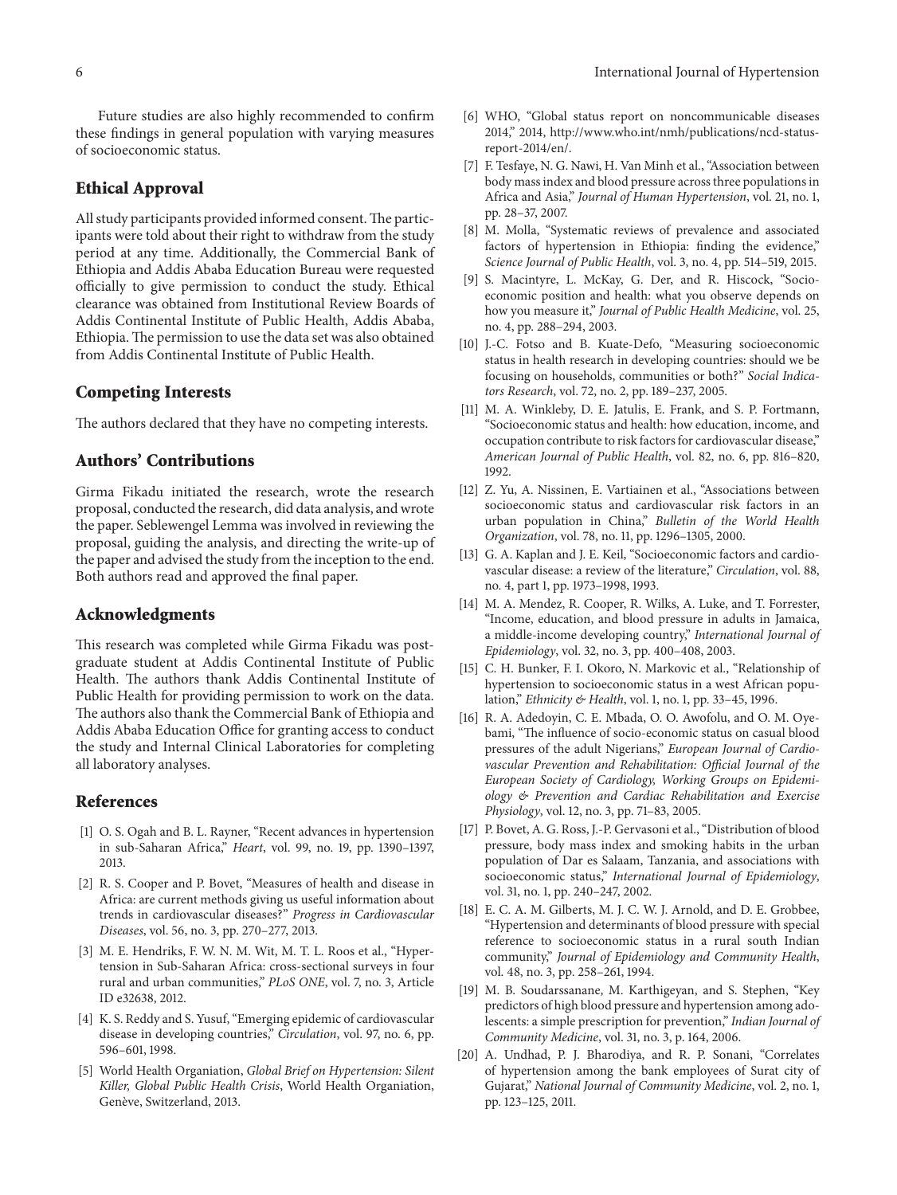Future studies are also highly recommended to confirm these findings in general population with varying measures of socioeconomic status.

## Ethical Approval

All study participants provided informed consent. The participants were told about their right to withdraw from the study period at any time. Additionally, the Commercial Bank of Ethiopia and Addis Ababa Education Bureau were requested officially to give permission to conduct the study. Ethical clearance was obtained from Institutional Review Boards of Addis Continental Institute of Public Health, Addis Ababa, Ethiopia. The permission to use the data set was also obtained from Addis Continental Institute of Public Health.

## Competing Interests

The authors declared that they have no competing interests.

## Authors' Contributions

Girma Fikadu initiated the research, wrote the research proposal, conducted the research, did data analysis, and wrote the paper. Seblewengel Lemma was involved in reviewing the proposal, guiding the analysis, and directing the write-up of the paper and advised the study from the inception to the end. Both authors read and approved the final paper.

## Acknowledgments

This research was completed while Girma Fikadu was postgraduate student at Addis Continental Institute of Public Health. The authors thank Addis Continental Institute of Public Health for providing permission to work on the data. The authors also thank the Commercial Bank of Ethiopia and Addis Ababa Education Office for granting access to conduct the study and Internal Clinical Laboratories for completing all laboratory analyses.

## References

[1] O. S. Ogah and B. L. Rayner, "Recent advances in hypertension in sub-Saharan Africa," *Heart*, vol. 99, no. 19, pp. 1390–1397, 2013.

[2] R. S. Cooper and P. Bovet, "Measures of health and disease in Africa: are current methods giving us useful information about trends in cardiovascular diseases?" *Progress in Cardiovascular Diseases*, vol. 56, no. 3, pp. 270–277, 2013.

[3] M. E. Hendriks, F. W. N. M. Wit, M. T. L. Roos et al., "Hypertension in Sub-Saharan Africa: cross-sectional surveys in four rural and urban communities," *PLoS ONE*, vol. 7, no. 3, Article ID e32638, 2012.

[4] K. S. Reddy and S. Yusuf, "Emerging epidemic of cardiovascular disease in developing countries," *Circulation*, vol. 97, no. 6, pp. 596–601, 1998.

[5] World Health Organiation, *Global Brief on Hypertension: Silent Killer, Global Public Health Crisis*, World Health Organiation, Genève, Switzerland, 2013.

[6] WHO, "Global status report on noncommunicable diseases 2014," 2014, http://www.who.int/nmh/publications/ncd-status-report-2014/en/.

[7] F. Tesfaye, N. G. Nawi, H. Van Minh et al., "Association between body mass index and blood pressure across three populations in Africa and Asia," *Journal of Human Hypertension*, vol. 21, no. 1, pp. 28–37, 2007.

[8] M. Molla, "Systematic reviews of prevalence and associated factors of hypertension in Ethiopia: finding the evidence," *Science Journal of Public Health*, vol. 3, no. 4, pp. 514–519, 2015.

[9] S. Macintyre, L. McKay, G. Der, and R. Hiscock, "Socio-economic position and health: what you observe depends on how you measure it," *Journal of Public Health Medicine*, vol. 25, no. 4, pp. 288–294, 2003.

[10] J.-C. Fotso and B. Kuate-Defo, "Measuring socioeconomic status in health research in developing countries: should we be focusing on households, communities or both?" *Social Indicators Research*, vol. 72, no. 2, pp. 189–237, 2005.

[11] M. A. Winkleby, D. E. Jatulis, E. Frank, and S. P. Fortmann, "Socioeconomic status and health: how education, income, and occupation contribute to risk factors for cardiovascular disease," *American Journal of Public Health*, vol. 82, no. 6, pp. 816–820, 1992.

[12] Z. Yu, A. Nissinen, E. Vartiainen et al., "Associations between socioeconomic status and cardiovascular risk factors in an urban population in China," *Bulletin of the World Health Organization*, vol. 78, no. 11, pp. 1296–1305, 2000.

[13] G. A. Kaplan and J. E. Keil, "Socioeconomic factors and cardiovascular disease: a review of the literature," *Circulation*, vol. 88, no. 4, part 1, pp. 1973–1998, 1993.

[14] M. A. Mendez, R. Cooper, R. Wilks, A. Luke, and T. Forrester, "Income, education, and blood pressure in adults in Jamaica, a middle-income developing country," *International Journal of Epidemiology*, vol. 32, no. 3, pp. 400–408, 2003.

[15] C. H. Bunker, F. I. Okoro, N. Markovic et al., "Relationship of hypertension to socioeconomic status in a west African population," *Ethnicity & Health*, vol. 1, no. 1, pp. 33–45, 1996.

[16] R. A. Adedoyin, C. E. Mbada, O. O. Awofolu, and O. M. Oyebami, "The influence of socio-economic status on casual blood pressures of the adult Nigerians," *European Journal of Cardiovascular Prevention and Rehabilitation: Official Journal of the European Society of Cardiology, Working Groups on Epidemiology & Prevention and Cardiac Rehabilitation and Exercise Physiology*, vol. 12, no. 3, pp. 71–83, 2005.

[17] P. Bovet, A. G. Ross, J.-P. Gervasoni et al., "Distribution of blood pressure, body mass index and smoking habits in the urban population of Dar es Salaam, Tanzania, and associations with socioeconomic status," *International Journal of Epidemiology*, vol. 31, no. 1, pp. 240–247, 2002.

[18] E. C. A. M. Gilberts, M. J. C. W. J. Arnold, and D. E. Grobbee, "Hypertension and determinants of blood pressure with special reference to socioeconomic status in a rural south Indian community," *Journal of Epidemiology and Community Health*, vol. 48, no. 3, pp. 258–261, 1994.

[19] M. B. Soudarssanane, M. Karthigeyan, and S. Stephen, "Key predictors of high blood pressure and hypertension among adolescents: a simple prescription for prevention," *Indian Journal of Community Medicine*, vol. 31, no. 3, p. 164, 2006.

[20] A. Undhad, P. J. Bharodiya, and R. P. Sonani, "Correlates of hypertension among the bank employees of Surat city of Gujarat," *National Journal of Community Medicine*, vol. 2, no. 1, pp. 123–125, 2011.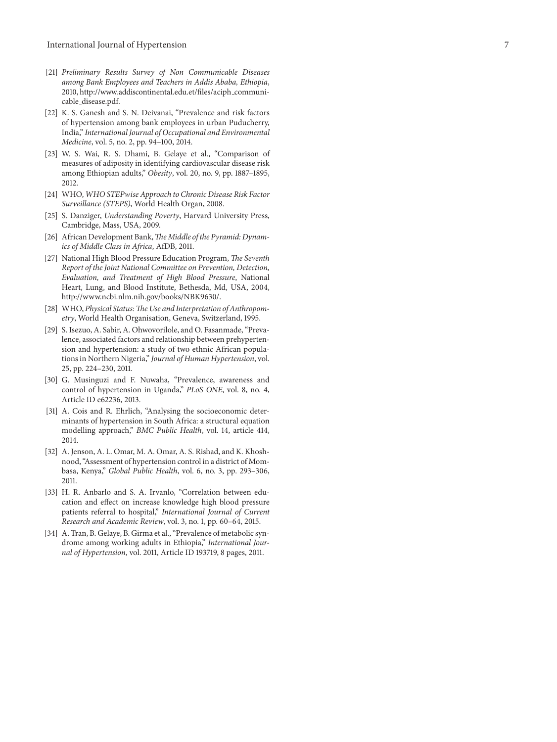[21] *Preliminary Results Survey of Non Communicable Diseases among Bank Employees and Teachers in Addis Ababa, Ethiopia*, 2010, http://www.addiscontinental.edu.et/files/aciph_communicable_disease.pdf.

[22] K. S. Ganesh and S. N. Deivanai, "Prevalence and risk factors of hypertension among bank employees in urban Puducherry, India," *International Journal of Occupational and Environmental Medicine*, vol. 5, no. 2, pp. 94–100, 2014.

[23] W. S. Wai, R. S. Dhami, B. Gelaye et al., "Comparison of measures of adiposity in identifying cardiovascular disease risk among Ethiopian adults," *Obesity*, vol. 20, no. 9, pp. 1887–1895, 2012.

[24] WHO, *WHO STEPwise Approach to Chronic Disease Risk Factor Surveillance (STEPS)*, World Health Organ, 2008.

[25] S. Danziger, *Understanding Poverty*, Harvard University Press, Cambridge, Mass, USA, 2009.

[26] African Development Bank, *The Middle of the Pyramid: Dynamics of Middle Class in Africa*, AfDB, 2011.

[27] National High Blood Pressure Education Program, *The Seventh Report of the Joint National Committee on Prevention, Detection, Evaluation, and Treatment of High Blood Pressure*, National Heart, Lung, and Blood Institute, Bethesda, Md, USA, 2004, http://www.ncbi.nlm.nih.gov/books/NBK9630/.

[28] WHO, *Physical Status: The Use and Interpretation of Anthropometry*, World Health Organisation, Geneva, Switzerland, 1995.

[29] S. Isezuo, A. Sabir, A. Ohwovorilole, and O. Fasanmade, "Prevalence, associated factors and relationship between prehypertension and hypertension: a study of two ethnic African populations in Northern Nigeria," *Journal of Human Hypertension*, vol. 25, pp. 224–230, 2011.

[30] G. Musinguzi and F. Nuwaha, "Prevalence, awareness and control of hypertension in Uganda," *PLoS ONE*, vol. 8, no. 4, Article ID e62236, 2013.

[31] A. Cois and R. Ehrlich, "Analysing the socioeconomic determinants of hypertension in South Africa: a structural equation modelling approach," *BMC Public Health*, vol. 14, article 414, 2014.

[32] A. Jenson, A. L. Omar, M. A. Omar, A. S. Rishad, and K. Khoshnood, "Assessment of hypertension control in a district of Mombasa, Kenya," *Global Public Health*, vol. 6, no. 3, pp. 293–306, 2011.

[33] H. R. Anbarlo and S. A. Irvanlo, "Correlation between education and effect on increase knowledge high blood pressure patients referral to hospital," *International Journal of Current Research and Academic Review*, vol. 3, no. 1, pp. 60–64, 2015.

[34] A. Tran, B. Gelaye, B. Girma et al., "Prevalence of metabolic syndrome among working adults in Ethiopia," *International Journal of Hypertension*, vol. 2011, Article ID 193719, 8 pages, 2011.